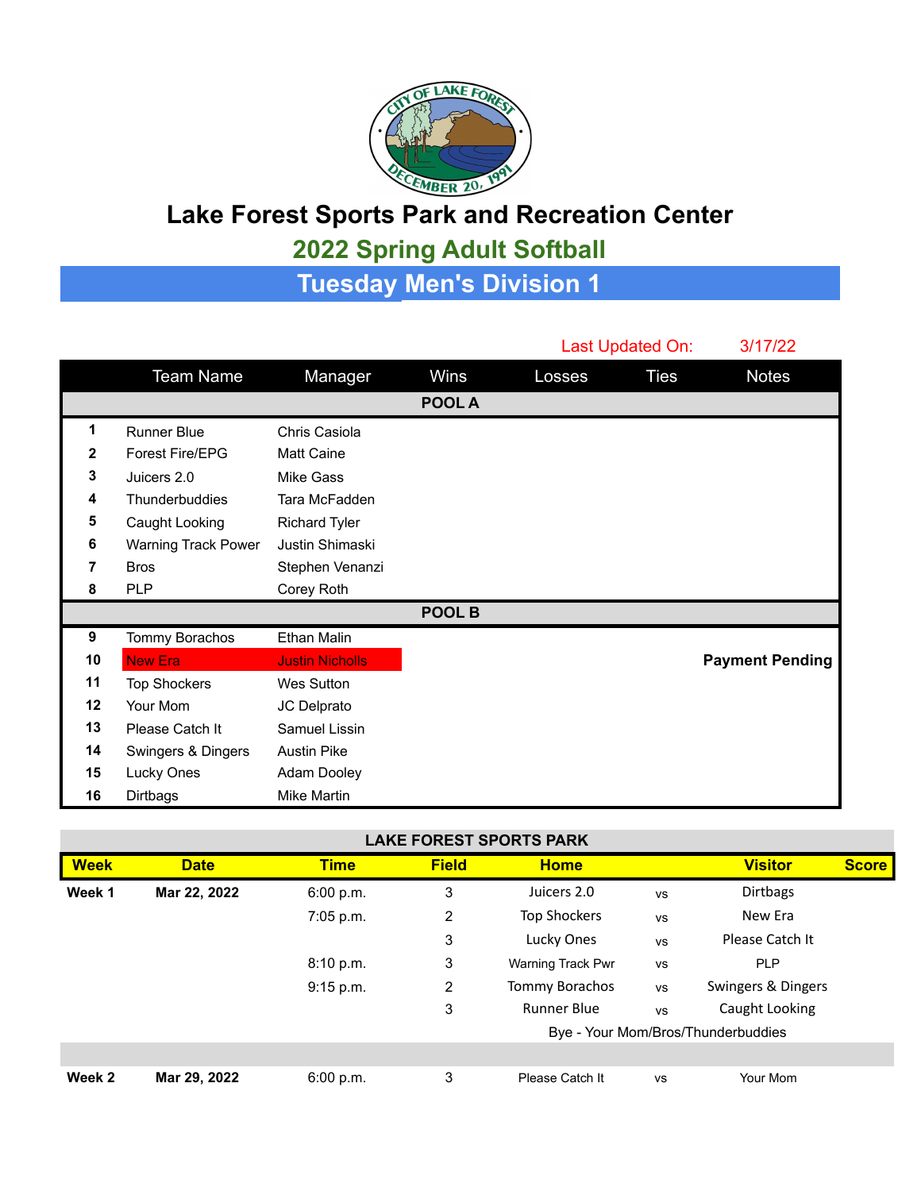# Lake Forest Sports Park and Recreation Center

## 2022 Spring Adult Softball

## Tuesday Men's Division 1

Last Updated On: 3/17/22

| | Team Name | Manager | Wins | Losses | Ties | Notes |
|---|---|---|---|---|---|---|
| | | | **POOL A** | | | |
| **1** | Runner Blue | Chris Casiola | | | | |
| **2** | Forest Fire/EPG | Matt Caine | | | | |
| **3** | Juicers 2.0 | Mike Gass | | | | |
| **4** | Thunderbuddies | Tara McFadden | | | | |
| **5** | Caught Looking | Richard Tyler | | | | |
| **6** | Warning Track Power | Justin Shimaski | | | | |
| **7** | Bros | Stephen Venanzi | | | | |
| **8** | PLP | Corey Roth | | | | |
| | | | **POOL B** | | | |
| **9** | Tommy Borachos | Ethan Malin | | | | |
| **10** | New Era | Justin Nicholls | | | | **Payment Pending** |
| **11** | Top Shockers | Wes Sutton | | | | |
| **12** | Your Mom | JC Delprato | | | | |
| **13** | Please Catch It | Samuel Lissin | | | | |
| **14** | Swingers & Dingers | Austin Pike | | | | |
| **15** | Lucky Ones | Adam Dooley | | | | |
| **16** | Dirtbags | Mike Martin | | | | |

**LAKE FOREST SPORTS PARK**

| Week | Date | Time | Field | Home | | Visitor | Score |
|---|---|---|---|---|---|---|---|
| **Week 1** | **Mar 22, 2022** | 6:00 p.m. | 3 | Juicers 2.0 | vs | Dirtbags | |
| | | 7:05 p.m. | 2 | Top Shockers | vs | New Era | |
| | | | 3 | Lucky Ones | vs | Please Catch It | |
| | | 8:10 p.m. | 3 | Warning Track Pwr | vs | PLP | |
| | | 9:15 p.m. | 2 | Tommy Borachos | vs | Swingers & Dingers | |
| | | | 3 | Runner Blue | vs | Caught Looking | |
| | | | | Bye - Your Mom/Bros/Thunderbuddies | | | |
| | | | | | | | |
| **Week 2** | **Mar 29, 2022** | 6:00 p.m. | 3 | Please Catch It | vs | Your Mom | |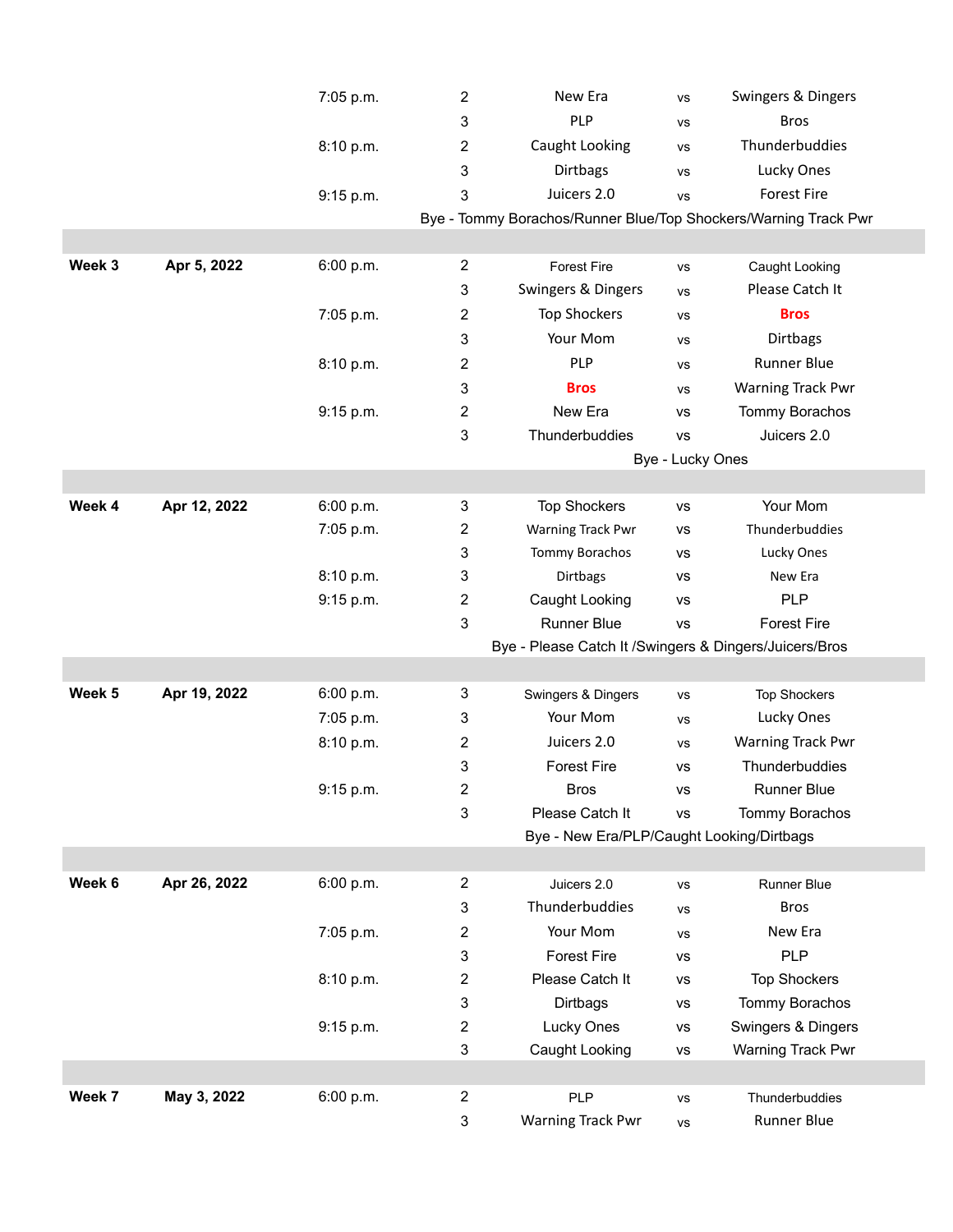| | | | | | | |
|---|---|---|---|---|---|---|
| | | 7:05 p.m. | 2 | New Era | vs | Swingers & Dingers |
| | | | 3 | PLP | vs | Bros |
| | | 8:10 p.m. | 2 | Caught Looking | vs | Thunderbuddies |
| | | | 3 | Dirtbags | vs | Lucky Ones |
| | | 9:15 p.m. | 3 | Juicers 2.0 | vs | Forest Fire |
| | | | | Bye - Tommy Borachos/Runner Blue/Top Shockers/Warning Track Pwr | | |
| | | | | | | |
| **Week 3** | **Apr 5, 2022** | 6:00 p.m. | 2 | Forest Fire | vs | Caught Looking |
| | | | 3 | Swingers & Dingers | vs | Please Catch It |
| | | 7:05 p.m. | 2 | Top Shockers | vs | **Bros** |
| | | | 3 | Your Mom | vs | Dirtbags |
| | | 8:10 p.m. | 2 | PLP | vs | Runner Blue |
| | | | 3 | **Bros** | vs | Warning Track Pwr |
| | | 9:15 p.m. | 2 | New Era | vs | Tommy Borachos |
| | | | 3 | Thunderbuddies | vs | Juicers 2.0 |
| | | | | Bye - Lucky Ones | | |
| | | | | | | |
| **Week 4** | **Apr 12, 2022** | 6:00 p.m. | 3 | Top Shockers | vs | Your Mom |
| | | 7:05 p.m. | 2 | Warning Track Pwr | vs | Thunderbuddies |
| | | | 3 | Tommy Borachos | vs | Lucky Ones |
| | | 8:10 p.m. | 3 | Dirtbags | vs | New Era |
| | | 9:15 p.m. | 2 | Caught Looking | vs | PLP |
| | | | 3 | Runner Blue | vs | Forest Fire |
| | | | | Bye - Please Catch It /Swingers & Dingers/Juicers/Bros | | |
| | | | | | | |
| **Week 5** | **Apr 19, 2022** | 6:00 p.m. | 3 | Swingers & Dingers | vs | Top Shockers |
| | | 7:05 p.m. | 3 | Your Mom | vs | Lucky Ones |
| | | 8:10 p.m. | 2 | Juicers 2.0 | vs | Warning Track Pwr |
| | | | 3 | Forest Fire | vs | Thunderbuddies |
| | | 9:15 p.m. | 2 | Bros | vs | Runner Blue |
| | | | 3 | Please Catch It | vs | Tommy Borachos |
| | | | | Bye - New Era/PLP/Caught Looking/Dirtbags | | |
| | | | | | | |
| **Week 6** | **Apr 26, 2022** | 6:00 p.m. | 2 | Juicers 2.0 | vs | Runner Blue |
| | | | 3 | Thunderbuddies | vs | Bros |
| | | 7:05 p.m. | 2 | Your Mom | vs | New Era |
| | | | 3 | Forest Fire | vs | PLP |
| | | 8:10 p.m. | 2 | Please Catch It | vs | Top Shockers |
| | | | 3 | Dirtbags | vs | Tommy Borachos |
| | | 9:15 p.m. | 2 | Lucky Ones | vs | Swingers & Dingers |
| | | | 3 | Caught Looking | vs | Warning Track Pwr |
| | | | | | | |
| **Week 7** | **May 3, 2022** | 6:00 p.m. | 2 | PLP | vs | Thunderbuddies |
| | | | 3 | Warning Track Pwr | vs | Runner Blue |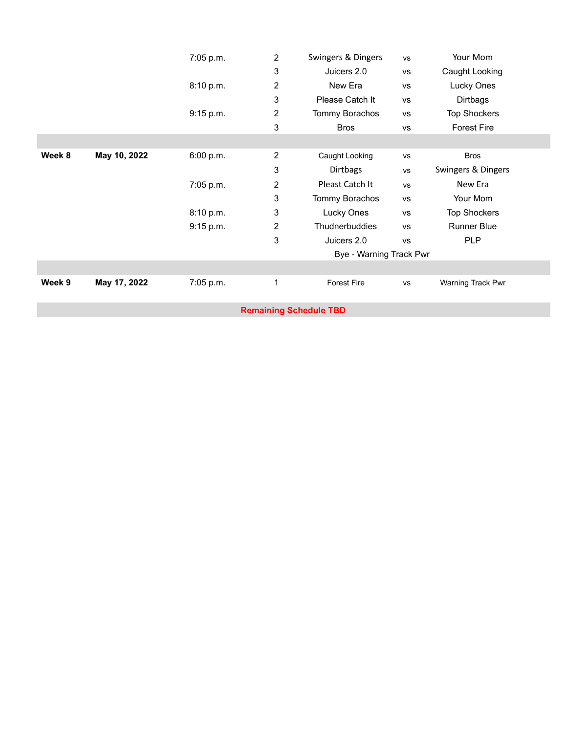| | | | | | | |
|---|---|---|---|---|---|---|
| | | 7:05 p.m. | 2 | Swingers & Dingers | vs | Your Mom |
| | | | 3 | Juicers 2.0 | vs | Caught Looking |
| | | 8:10 p.m. | 2 | New Era | vs | Lucky Ones |
| | | | 3 | Please Catch It | vs | Dirtbags |
| | | 9:15 p.m. | 2 | Tommy Borachos | vs | Top Shockers |
| | | | 3 | Bros | vs | Forest Fire |
| | | | | | | |
| **Week 8** | **May 10, 2022** | 6:00 p.m. | 2 | Caught Looking | vs | Bros |
| | | | 3 | Dirtbags | vs | Swingers & Dingers |
| | | 7:05 p.m. | 2 | Pleast Catch It | vs | New Era |
| | | | 3 | Tommy Borachos | vs | Your Mom |
| | | 8:10 p.m. | 3 | Lucky Ones | vs | Top Shockers |
| | | 9:15 p.m. | 2 | Thudnerbuddies | vs | Runner Blue |
| | | | 3 | Juicers 2.0 | vs | PLP |
| | | | | Bye - Warning Track Pwr | | |
| | | | | | | |
| **Week 9** | **May 17, 2022** | 7:05 p.m. | 1 | Forest Fire | vs | Warning Track Pwr |

**Remaining Schedule TBD**